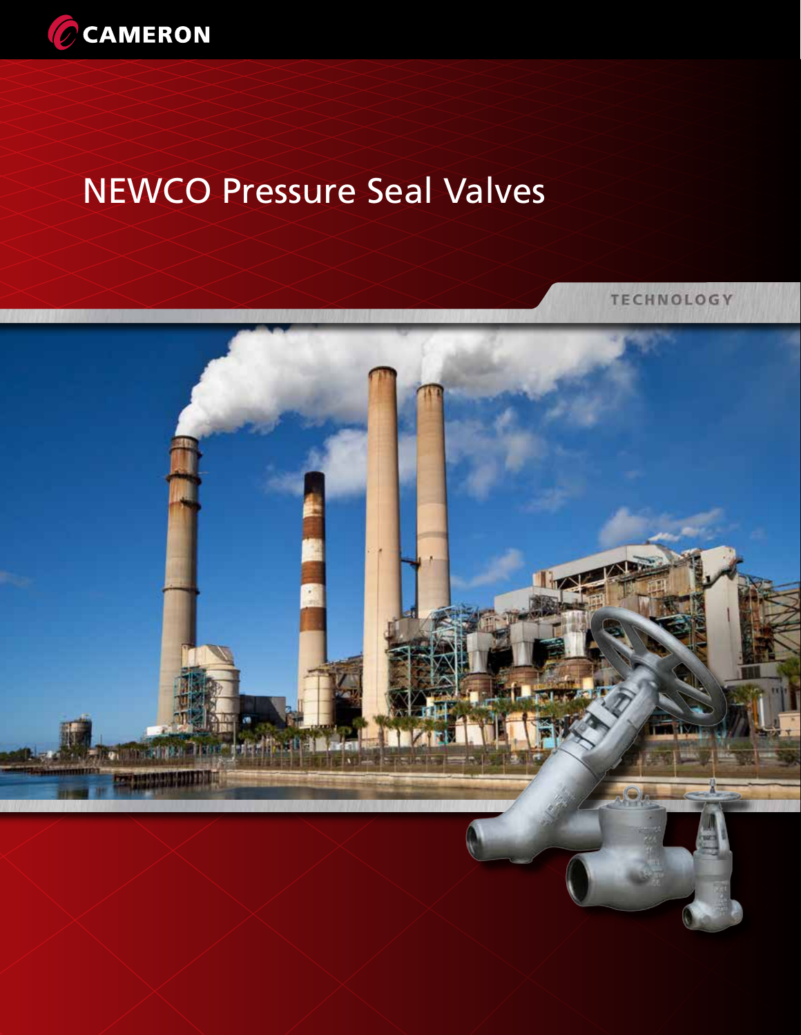CAMERON

# NEWCO Pressure Seal Valves

TECHNOLOGY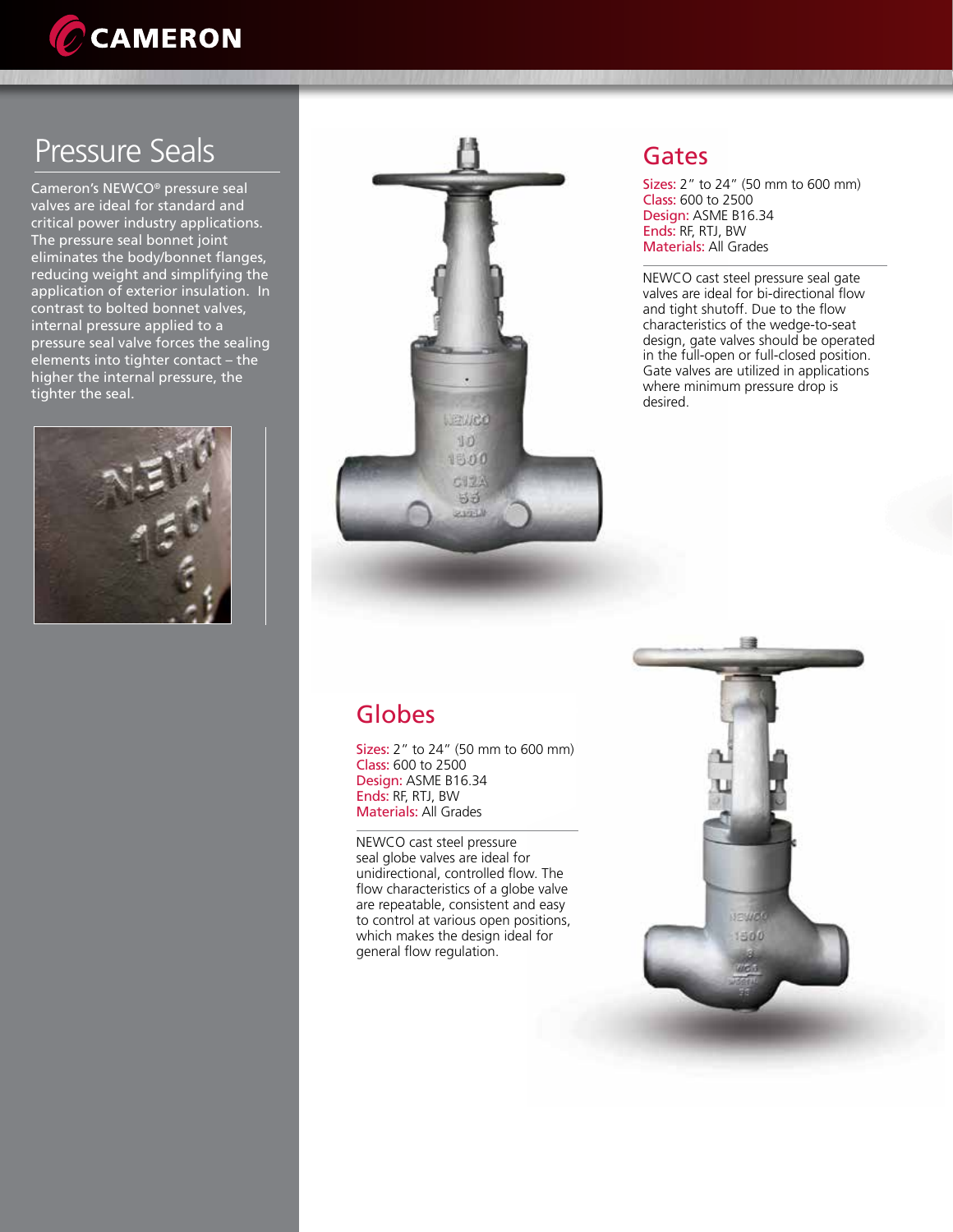# Pressure Seals

Cameron's NEWCO® pressure seal valves are ideal for standard and critical power industry applications. The pressure seal bonnet joint eliminates the body/bonnet flanges, reducing weight and simplifying the application of exterior insulation. In contrast to bolted bonnet valves, internal pressure applied to a pressure seal valve forces the sealing elements into tighter contact – the higher the internal pressure, the tighter the seal.

## Gates

Sizes: 2" to 24" (50 mm to 600 mm)
Class: 600 to 2500
Design: ASME B16.34
Ends: RF, RTJ, BW
Materials: All Grades

NEWCO cast steel pressure seal gate valves are ideal for bi-directional flow and tight shutoff. Due to the flow characteristics of the wedge-to-seat design, gate valves should be operated in the full-open or full-closed position. Gate valves are utilized in applications where minimum pressure drop is desired.

## Globes

Sizes: 2" to 24" (50 mm to 600 mm)
Class: 600 to 2500
Design: ASME B16.34
Ends: RF, RTJ, BW
Materials: All Grades

NEWCO cast steel pressure seal globe valves are ideal for unidirectional, controlled flow. The flow characteristics of a globe valve are repeatable, consistent and easy to control at various open positions, which makes the design ideal for general flow regulation.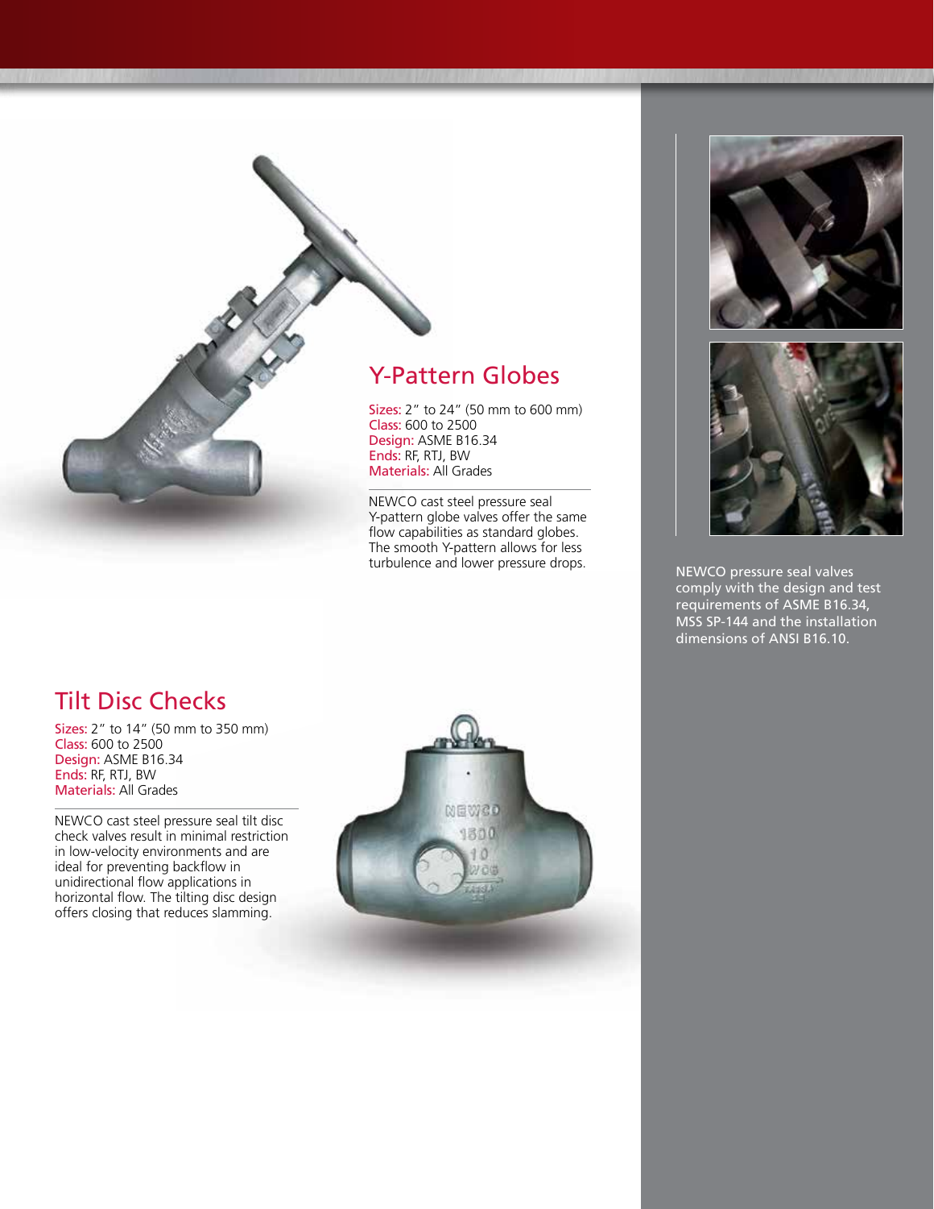## Y-Pattern Globes

Sizes: 2" to 24" (50 mm to 600 mm)
Class: 600 to 2500
Design: ASME B16.34
Ends: RF, RTJ, BW
Materials: All Grades

NEWCO cast steel pressure seal Y-pattern globe valves offer the same flow capabilities as standard globes. The smooth Y-pattern allows for less turbulence and lower pressure drops.

NEWCO pressure seal valves comply with the design and test requirements of ASME B16.34, MSS SP-144 and the installation dimensions of ANSI B16.10.

## Tilt Disc Checks

Sizes: 2" to 14" (50 mm to 350 mm)
Class: 600 to 2500
Design: ASME B16.34
Ends: RF, RTJ, BW
Materials: All Grades

NEWCO cast steel pressure seal tilt disc check valves result in minimal restriction in low-velocity environments and are ideal for preventing backflow in unidirectional flow applications in horizontal flow. The tilting disc design offers closing that reduces slamming.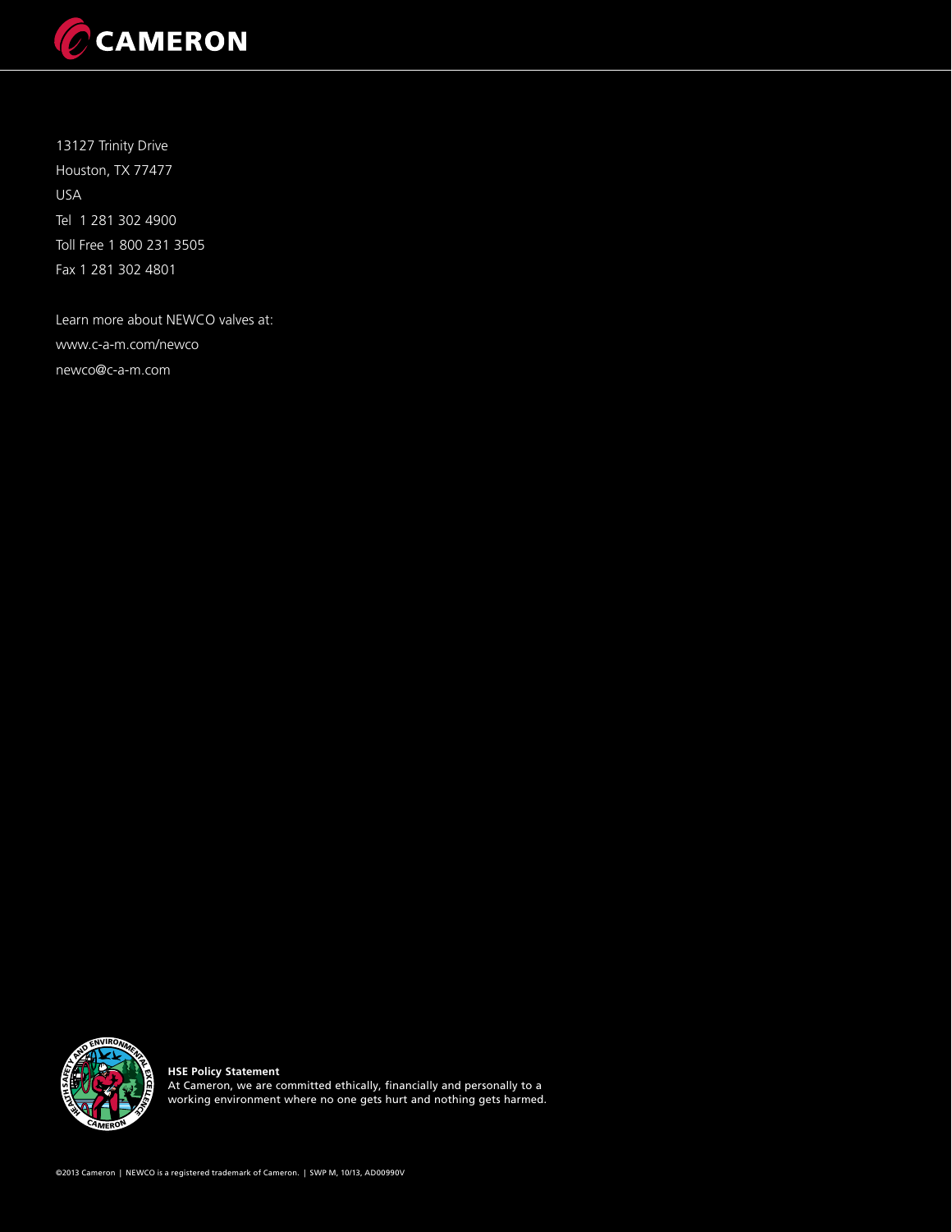CAMERON

13127 Trinity Drive
Houston, TX 77477
USA
Tel 1 281 302 4900
Toll Free 1 800 231 3505
Fax 1 281 302 4801

Learn more about NEWCO valves at:
www.c-a-m.com/newco
newco@c-a-m.com

**HSE Policy Statement**
At Cameron, we are committed ethically, financially and personally to a working environment where no one gets hurt and nothing gets harmed.

©2013 Cameron | NEWCO is a registered trademark of Cameron. | SWP M, 10/13, AD00990V